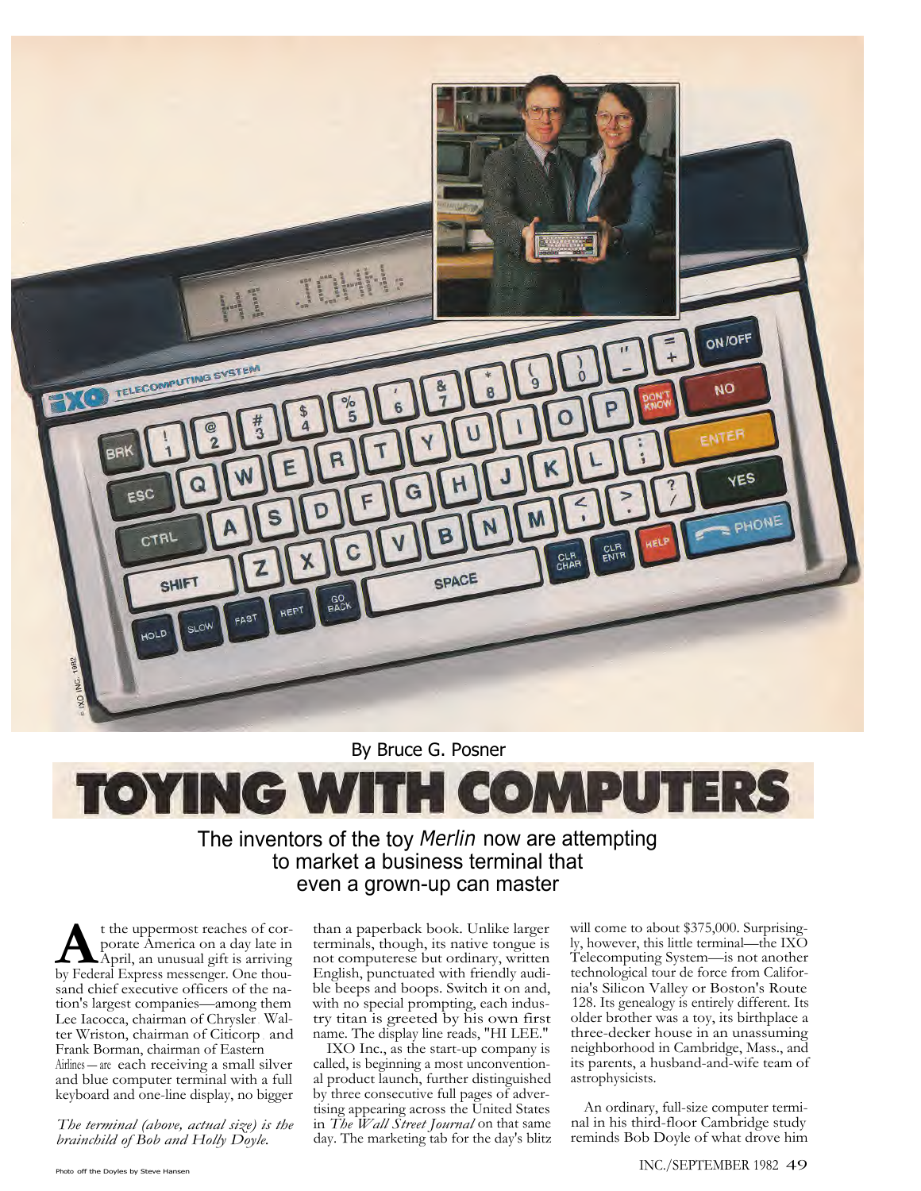By Bruce G. Posner

# TOYING WITH COMPUTERS

## The inventors of the toy *Merlin* now are attempting to market a business terminal that even a grown-up can master

At the uppermost reaches of corporate America on a day late in April, an unusual gift is arriving by Federal Express messenger. One thousand chief executive officers of the nation's largest companies—among them Lee Iacocca, chairman of Chrysler, Walter Wriston, chairman of Citicorp, and Frank Borman, chairman of Eastern Airlines—are each receiving a small silver and blue computer terminal with a full keyboard and one-line display, no bigger than a paperback book. Unlike larger terminals, though, its native tongue is not computerese but ordinary, written English, punctuated with friendly audible beeps and boops. Switch it on and, with no special prompting, each industry titan is greeted by his own first name. The display line reads, "HI LEE."

IXO Inc., as the start-up company is called, is beginning a most unconventional product launch, further distinguished by three consecutive full pages of advertising appearing across the United States in *The Wall Street Journal* on that same day. The marketing tab for the day's blitz will come to about $375,000. Surprisingly, however, this little terminal—the IXO Telecomputing System—is not another technological tour de force from California's Silicon Valley or Boston's Route 128. Its genealogy is entirely different. Its older brother was a toy, its birthplace a three-decker house in an unassuming neighborhood in Cambridge, Mass., and its parents, a husband-and-wife team of astrophysicists.

An ordinary, full-size computer terminal in his third-floor Cambridge study reminds Bob Doyle of what drove him

*The terminal (above, actual size) is the brainchild of Bob and Holly Doyle.*

Photo off the Doyles by Steve Hansen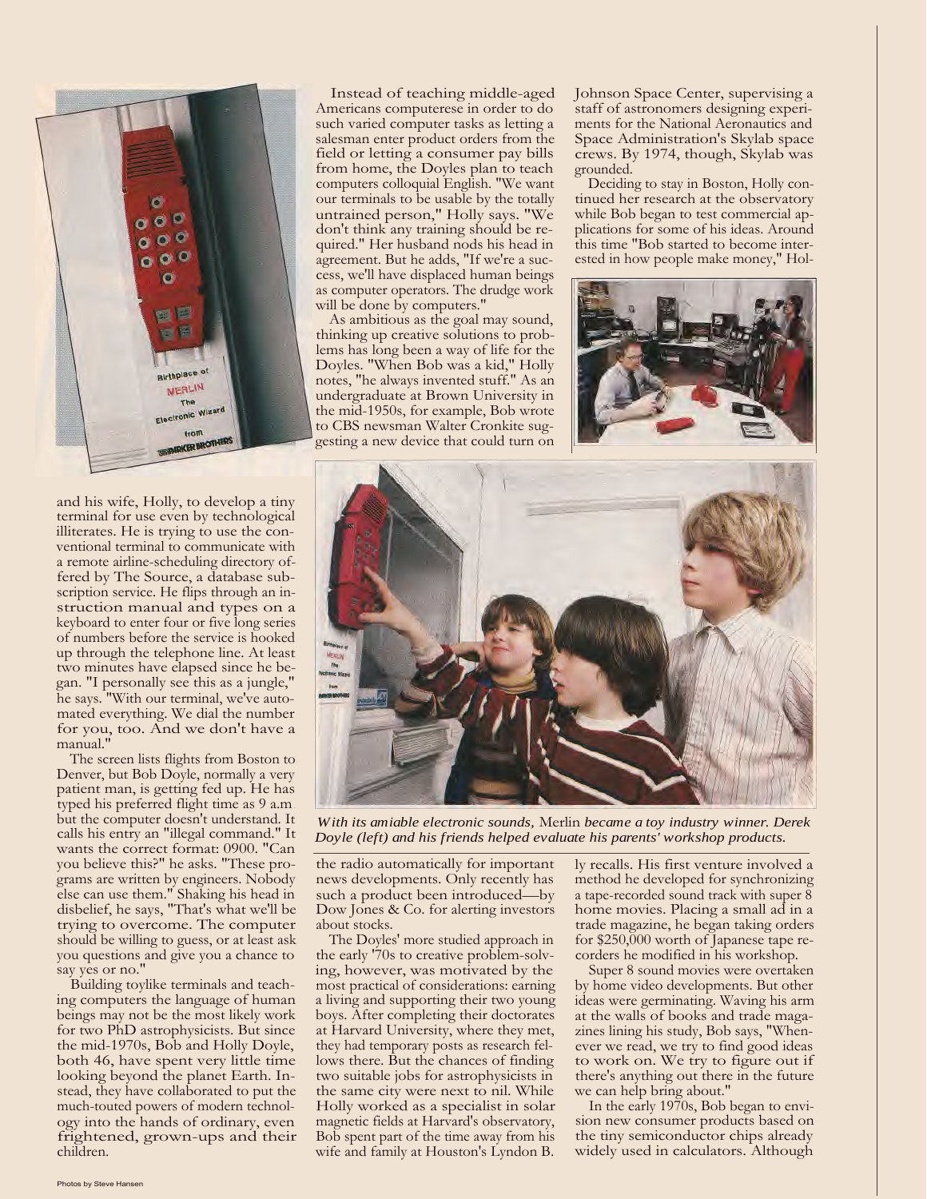and his wife, Holly, to develop a tiny terminal for use even by technological illiterates. He is trying to use the conventional terminal to communicate with a remote airline-scheduling directory offered by The Source, a database subscription service. He flips through an instruction manual and types on a keyboard to enter four or five long series of numbers before the service is hooked up through the telephone line. At least two minutes have elapsed since he began. "I personally see this as a jungle," he says. "With our terminal, we've automated everything. We dial the number for you, too. And we don't have a manual."

The screen lists flights from Boston to Denver, but Bob Doyle, normally a very patient man, is getting fed up. He has typed his preferred flight time as 9 a.m but the computer doesn't understand. It calls his entry an "illegal command." It wants the correct format: 0900. "Can you believe this?" he asks. "These programs are written by engineers. Nobody else can use them." Shaking his head in disbelief, he says, "That's what we'll be trying to overcome. The computer should be willing to guess, or at least ask you questions and give you a chance to say yes or no."

Building toylike terminals and teaching computers the language of human beings may not be the most likely work for two PhD astrophysicists. But since the mid-1970s, Bob and Holly Doyle, both 46, have spent very little time looking beyond the planet Earth. Instead, they have collaborated to put the much-touted powers of modern technology into the hands of ordinary, even frightened, grown-ups and their children.

Instead of teaching middle-aged Americans computerese in order to do such varied computer tasks as letting a salesman enter product orders from the field or letting a consumer pay bills from home, the Doyles plan to teach computers colloquial English. "We want our terminals to be usable by the totally untrained person," Holly says. "We don't think any training should be required." Her husband nods his head in agreement. But he adds, "If we're a success, we'll have displaced human beings as computer operators. The drudge work will be done by computers."

As ambitious as the goal may sound, thinking up creative solutions to problems has long been a way of life for the Doyles. "When Bob was a kid," Holly notes, "he always invented stuff." As an undergraduate at Brown University in the mid-1950s, for example, Bob wrote to CBS newsman Walter Cronkite suggesting a new device that could turn on the radio automatically for important news developments. Only recently has such a product been introduced—by Dow Jones & Co. for alerting investors about stocks.

The Doyles' more studied approach in the early '70s to creative problem-solving, however, was motivated by the most practical of considerations: earning a living and supporting their two young boys. After completing their doctorates at Harvard University, where they met, they had temporary posts as research fellows there. But the chances of finding two suitable jobs for astrophysicists in the same city were next to nil. While Holly worked as a specialist in solar magnetic fields at Harvard's observatory, Bob spent part of the time away from his wife and family at Houston's Lyndon B. Johnson Space Center, supervising a staff of astronomers designing experiments for the National Aeronautics and Space Administration's Skylab space crews. By 1974, though, Skylab was grounded.

Deciding to stay in Boston, Holly continued her research at the observatory while Bob began to test commercial applications for some of his ideas. Around this time "Bob started to become interested in how people make money," Holly recalls. His first venture involved a method he developed for synchronizing a tape-recorded sound track with super 8 home movies. Placing a small ad in a trade magazine, he began taking orders for $250,000 worth of Japanese tape recorders he modified in his workshop.

Super 8 sound movies were overtaken by home video developments. But other ideas were germinating. Waving his arm at the walls of books and trade magazines lining his study, Bob says, "Whenever we read, we try to find good ideas to work on. We try to figure out if there's anything out there in the future we can help bring about."

In the early 1970s, Bob began to envision new consumer products based on the tiny semiconductor chips already widely used in calculators. Although

*With its amiable electronic sounds,* Merlin *became a toy industry winner. Derek Doyle (left) and his friends helped evaluate his parents' workshop products.*

Photos by Steve Hansen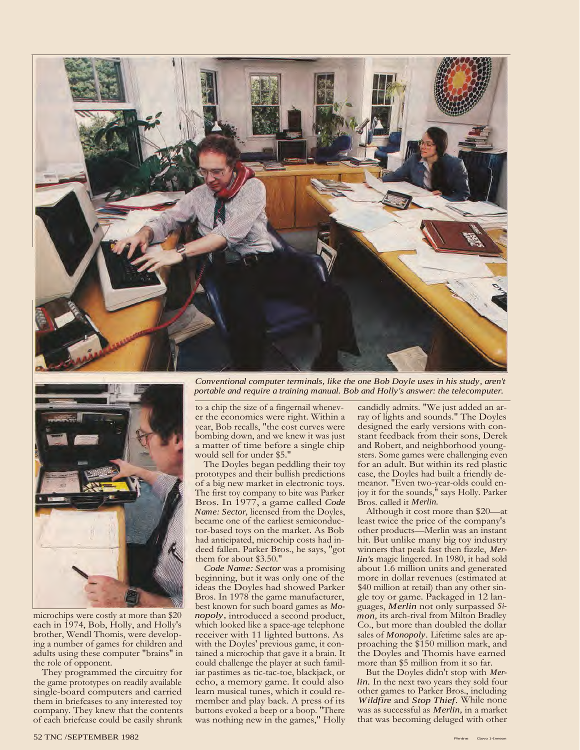*Conventional computer terminals, like the one Bob Doyle uses in his study, aren't portable and require a training manual. Bob and Holly's answer: the telecomputer.*

microchips were costly at more than $20 each in 1974, Bob, Holly, and Holly's brother, Wendl Thomis, were developing a number of games for children and adults using these computer "brains" in the role of opponent.

They programmed the circuitry for the game prototypes on readily available single-board computers and carried them in briefcases to any interested toy company. They knew that the contents of each briefcase could be easily shrunk to a chip the size of a fingernail whenever the economics were right. Within a year, Bob recalls, "the cost curves were bombing down, and we knew it was just a matter of time before a single chip would sell for under $5."

The Doyles began peddling their toy prototypes and their bullish predictions of a big new market in electronic toys. The first toy company to bite was Parker Bros. In 1977, a game called *Code Name: Sector,* licensed from the Doyles, became one of the earliest semiconductor-based toys on the market. As Bob had anticipated, microchip costs had indeed fallen. Parker Bros., he says, "got them for about $3.50."

*Code Name: Sector* was a promising beginning, but it was only one of the ideas the Doyles had showed Parker Bros. In 1978 the game manufacturer, best known for such board games as *Monopoly,* introduced a second product, which looked like a space-age telephone receiver with 11 lighted buttons. As with the Doyles' previous game, it contained a microchip that gave it a brain. It could challenge the player at such familiar pastimes as tic-tac-toe, blackjack, or echo, a memory game. It could also learn musical tunes, which it could remember and play back. A press of its buttons evoked a beep or a boop. "There was nothing new in the games," Holly candidly admits. "We just added an array of lights and sounds." The Doyles designed the early versions with constant feedback from their sons, Derek and Robert, and neighborhood youngsters. Some games were challenging even for an adult. But within its red plastic case, the Doyles had built a friendly demeanor. "Even two-year-olds could enjoy it for the sounds," says Holly. Parker Bros. called it *Merlin.*

Although it cost more than $20—at least twice the price of the company's other products—Merlin was an instant hit. But unlike many big toy industry winners that peak fast then fizzle, *Merlin's* magic lingered. In 1980, it had sold about 1.6 million units and generated more in dollar revenues (estimated at $40 million at retail) than any other single toy or game. Packaged in 12 languages, *Merlin* not only surpassed *Simon,* its arch-rival from Milton Bradley Co., but more than doubled the dollar sales of *Monopoly.* Lifetime sales are approaching the $150 million mark, and the Doyles and Thomis have earned more than $5 million from it so far.

But the Doyles didn't stop with *Merlin.* In the next two years they sold four other games to Parker Bros., including *Wildfire* and *Stop Thief.* While none was as successful as *Merlin,* in a market that was becoming deluged with other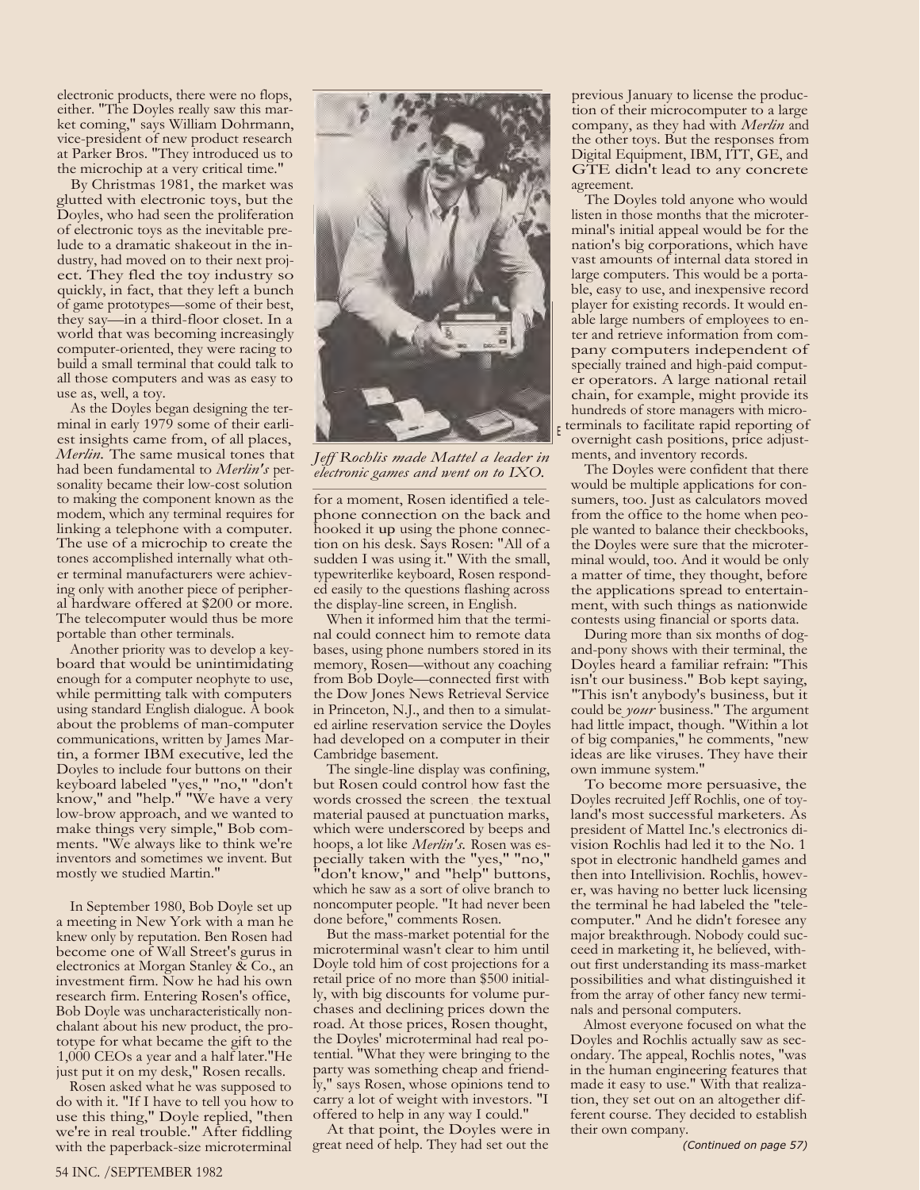electronic products, there were no flops, either. "The Doyles really saw this market coming," says William Dohrmann, vice-president of new product research at Parker Bros. "They introduced us to the microchip at a very critical time."

By Christmas 1981, the market was glutted with electronic toys, but the Doyles, who had seen the proliferation of electronic toys as the inevitable prelude to a dramatic shakeout in the industry, had moved on to their next project. They fled the toy industry so quickly, in fact, that they left a bunch of game prototypes—some of their best, they say—in a third-floor closet. In a world that was becoming increasingly computer-oriented, they were racing to build a small terminal that could talk to all those computers and was as easy to use as, well, a toy.

As the Doyles began designing the terminal in early 1979 some of their earliest insights came from, of all places, *Merlin.* The same musical tones that had been fundamental to *Merlin's* personality became their low-cost solution to making the component known as the modem, which any terminal requires for linking a telephone with a computer. The use of a microchip to create the tones accomplished internally what other terminal manufacturers were achieving only with another piece of peripheral hardware offered at $200 or more. The telecomputer would thus be more portable than other terminals.

Another priority was to develop a keyboard that would be unintimidating enough for a computer neophyte to use, while permitting talk with computers using standard English dialogue. A book about the problems of man-computer communications, written by James Martin, a former IBM executive, led the Doyles to include four buttons on their keyboard labeled "yes," "no," "don't know," and "help." "We have a very low-brow approach, and we wanted to make things very simple," Bob comments. "We always like to think we're inventors and sometimes we invent. But mostly we studied Martin."

In September 1980, Bob Doyle set up a meeting in New York with a man he knew only by reputation. Ben Rosen had become one of Wall Street's gurus in electronics at Morgan Stanley & Co., an investment firm. Now he had his own research firm. Entering Rosen's office, Bob Doyle was uncharacteristically nonchalant about his new product, the prototype for what became the gift to the 1,000 CEOs a year and a half later."He just put it on my desk," Rosen recalls.

Rosen asked what he was supposed to do with it. "If I have to tell you how to use this thing," Doyle replied, "then we're in real trouble." After fiddling with the paperback-size microterminal for a moment, Rosen identified a telephone connection on the back and hooked it up using the phone connection on his desk. Says Rosen: "All of a sudden I was using it." With the small, typewriterlike keyboard, Rosen responded easily to the questions flashing across the display-line screen, in English.

*Jeff Rochlis made Mattel a leader in electronic games and went on to IXO.*

When it informed him that the terminal could connect him to remote data bases, using phone numbers stored in its memory, Rosen—without any coaching from Bob Doyle—connected first with the Dow Jones News Retrieval Service in Princeton, N.J., and then to a simulated airline reservation service the Doyles had developed on a computer in their Cambridge basement.

The single-line display was confining, but Rosen could control how fast the words crossed the screen, the textual material paused at punctuation marks, which were underscored by beeps and hoops, a lot like *Merlin's.* Rosen was especially taken with the "yes," "no," "don't know," and "help" buttons, which he saw as a sort of olive branch to noncomputer people. "It had never been done before," comments Rosen.

But the mass-market potential for the microterminal wasn't clear to him until Doyle told him of cost projections for a retail price of no more than $500 initially, with big discounts for volume purchases and declining prices down the road. At those prices, Rosen thought, the Doyles' microterminal had real potential. "What they were bringing to the party was something cheap and friendly," says Rosen, whose opinions tend to carry a lot of weight with investors. "I offered to help in any way I could."

At that point, the Doyles were in great need of help. They had set out the previous January to license the production of their microcomputer to a large company, as they had with *Merlin* and the other toys. But the responses from Digital Equipment, IBM, ITT, GE, and GTE didn't lead to any concrete agreement.

The Doyles told anyone who would listen in those months that the microterminal's initial appeal would be for the nation's big corporations, which have vast amounts of internal data stored in large computers. This would be a portable, easy to use, and inexpensive record player for existing records. It would enable large numbers of employees to enter and retrieve information from company computers independent of specially trained and high-paid computer operators. A large national retail chain, for example, might provide its hundreds of store managers with microterminals to facilitate rapid reporting of overnight cash positions, price adjustments, and inventory records.

The Doyles were confident that there would be multiple applications for consumers, too. Just as calculators moved from the office to the home when people wanted to balance their checkbooks, the Doyles were sure that the microterminal would, too. And it would be only a matter of time, they thought, before the applications spread to entertainment, with such things as nationwide contests using financial or sports data.

During more than six months of dog-and-pony shows with their terminal, the Doyles heard a familiar refrain: "This isn't our business." Bob kept saying, "This isn't anybody's business, but it could be *your* business." The argument had little impact, though. "Within a lot of big companies," he comments, "new ideas are like viruses. They have their own immune system."

To become more persuasive, the Doyles recruited Jeff Rochlis, one of toyland's most successful marketers. As president of Mattel Inc.'s electronics division Rochlis had led it to the No. 1 spot in electronic handheld games and then into Intellivision. Rochlis, however, was having no better luck licensing the terminal he had labeled the "telecomputer." And he didn't foresee any major breakthrough. Nobody could succeed in marketing it, he believed, without first understanding its mass-market possibilities and what distinguished it from the array of other fancy new terminals and personal computers.

Almost everyone focused on what the Doyles and Rochlis actually saw as secondary. The appeal, Rochlis notes, "was in the human engineering features that made it easy to use." With that realization, they set out on an altogether different course. They decided to establish their own company.

*(Continued on page 57)*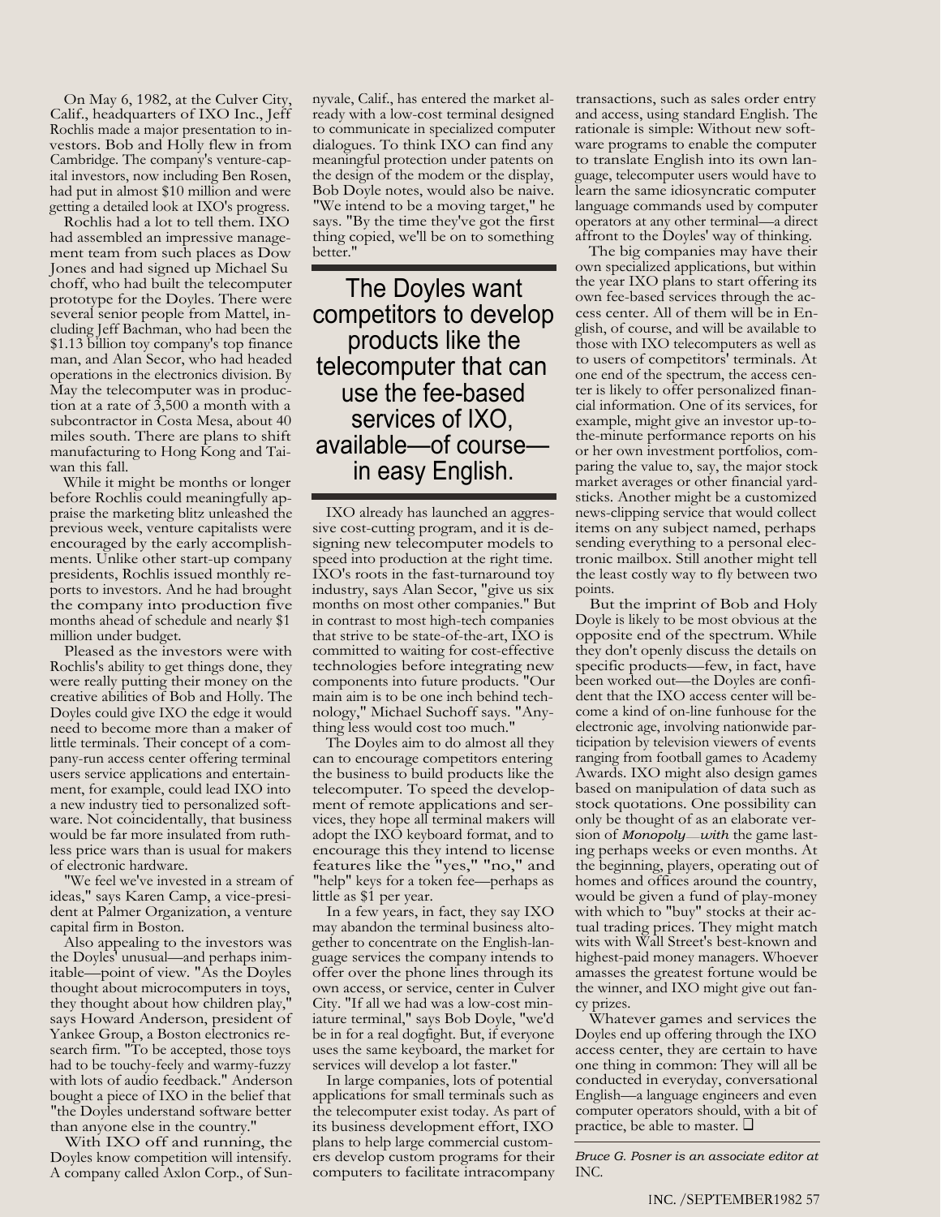On May 6, 1982, at the Culver City, Calif., headquarters of IXO Inc., Jeff Rochlis made a major presentation to investors. Bob and Holly flew in from Cambridge. The company's venture-capital investors, now including Ben Rosen, had put in almost $10 million and were getting a detailed look at IXO's progress.

Rochlis had a lot to tell them. IXO had assembled an impressive management team from such places as Dow Jones and had signed up Michael Su choff, who had built the telecomputer prototype for the Doyles. There were several senior people from Mattel, including Jeff Bachman, who had been the $1.13 billion toy company's top finance man, and Alan Secor, who had headed operations in the electronics division. By May the telecomputer was in production at a rate of 3,500 a month with a subcontractor in Costa Mesa, about 40 miles south. There are plans to shift manufacturing to Hong Kong and Taiwan this fall.

While it might be months or longer before Rochlis could meaningfully appraise the marketing blitz unleashed the previous week, venture capitalists were encouraged by the early accomplishments. Unlike other start-up company presidents, Rochlis issued monthly reports to investors. And he had brought the company into production five months ahead of schedule and nearly $1 million under budget.

Pleased as the investors were with Rochlis's ability to get things done, they were really putting their money on the creative abilities of Bob and Holly. The Doyles could give IXO the edge it would need to become more than a maker of little terminals. Their concept of a company-run access center offering terminal users service applications and entertainment, for example, could lead IXO into a new industry tied to personalized software. Not coincidentally, that business would be far more insulated from ruthless price wars than is usual for makers of electronic hardware.

"We feel we've invested in a stream of ideas," says Karen Camp, a vice-president at Palmer Organization, a venture capital firm in Boston.

Also appealing to the investors was the Doyles' unusual—and perhaps inimitable—point of view. "As the Doyles thought about microcomputers in toys, they thought about how children play," says Howard Anderson, president of Yankee Group, a Boston electronics research firm. "To be accepted, those toys had to be touchy-feely and warmy-fuzzy with lots of audio feedback." Anderson bought a piece of IXO in the belief that "the Doyles understand software better than anyone else in the country."

With IXO off and running, the Doyles know competition will intensify. A company called Axlon Corp., of Sunnyvale, Calif., has entered the market already with a low-cost terminal designed to communicate in specialized computer dialogues. To think IXO can find any meaningful protection under patents on the design of the modem or the display, Bob Doyle notes, would also be naive. "We intend to be a moving target," he says. "By the time they've got the first thing copied, we'll be on to something better."

> The Doyles want competitors to develop products like the telecomputer that can use the fee-based services of IXO, available—of course—in easy English.

IXO already has launched an aggressive cost-cutting program, and it is designing new telecomputer models to speed into production at the right time. IXO's roots in the fast-turnaround toy industry, says Alan Secor, "give us six months on most other companies." But in contrast to most high-tech companies that strive to be state-of-the-art, IXO is committed to waiting for cost-effective technologies before integrating new components into future products. "Our main aim is to be one inch behind technology," Michael Suchoff says. "Anything less would cost too much."

The Doyles aim to do almost all they can to encourage competitors entering the business to build products like the telecomputer. To speed the development of remote applications and services, they hope all terminal makers will adopt the IXO keyboard format, and to encourage this they intend to license features like the "yes," "no," and "help" keys for a token fee—perhaps as little as $1 per year.

In a few years, in fact, they say IXO may abandon the terminal business altogether to concentrate on the English-language services the company intends to offer over the phone lines through its own access, or service, center in Culver City. "If all we had was a low-cost miniature terminal," says Bob Doyle, "we'd be in for a real dogfight. But, if everyone uses the same keyboard, the market for services will develop a lot faster."

In large companies, lots of potential applications for small terminals such as the telecomputer exist today. As part of its business development effort, IXO plans to help large commercial customers develop custom programs for their computers to facilitate intracompany transactions, such as sales order entry and access, using standard English. The rationale is simple: Without new software programs to enable the computer to translate English into its own language, telecomputer users would have to learn the same idiosyncratic computer language commands used by computer operators at any other terminal—a direct affront to the Doyles' way of thinking.

The big companies may have their own specialized applications, but within the year IXO plans to start offering its own fee-based services through the access center. All of them will be in English, of course, and will be available to those with IXO telecomputers as well as to users of competitors' terminals. At one end of the spectrum, the access center is likely to offer personalized financial information. One of its services, for example, might give an investor up-to-the-minute performance reports on his or her own investment portfolios, comparing the value to, say, the major stock market averages or other financial yardsticks. Another might be a customized news-clipping service that would collect items on any subject named, perhaps sending everything to a personal electronic mailbox. Still another might tell the least costly way to fly between two points.

But the imprint of Bob and Holy Doyle is likely to be most obvious at the opposite end of the spectrum. While they don't openly discuss the details on specific products—few, in fact, have been worked out—the Doyles are confident that the IXO access center will become a kind of on-line funhouse for the electronic age, involving nationwide participation by television viewers of events ranging from football games to Academy Awards. IXO might also design games based on manipulation of data such as stock quotations. One possibility can only be thought of as an elaborate version of *Monopoly—with* the game lasting perhaps weeks or even months. At the beginning, players, operating out of homes and offices around the country, would be given a fund of play-money with which to "buy" stocks at their actual trading prices. They might match wits with Wall Street's best-known and highest-paid money managers. Whoever amasses the greatest fortune would be the winner, and IXO might give out fancy prizes.

Whatever games and services the Doyles end up offering through the IXO access center, they are certain to have one thing in common: They will all be conducted in everyday, conversational English—a language engineers and even computer operators should, with a bit of practice, be able to master. ❑

---

*Bruce G. Posner is an associate editor at* INC.